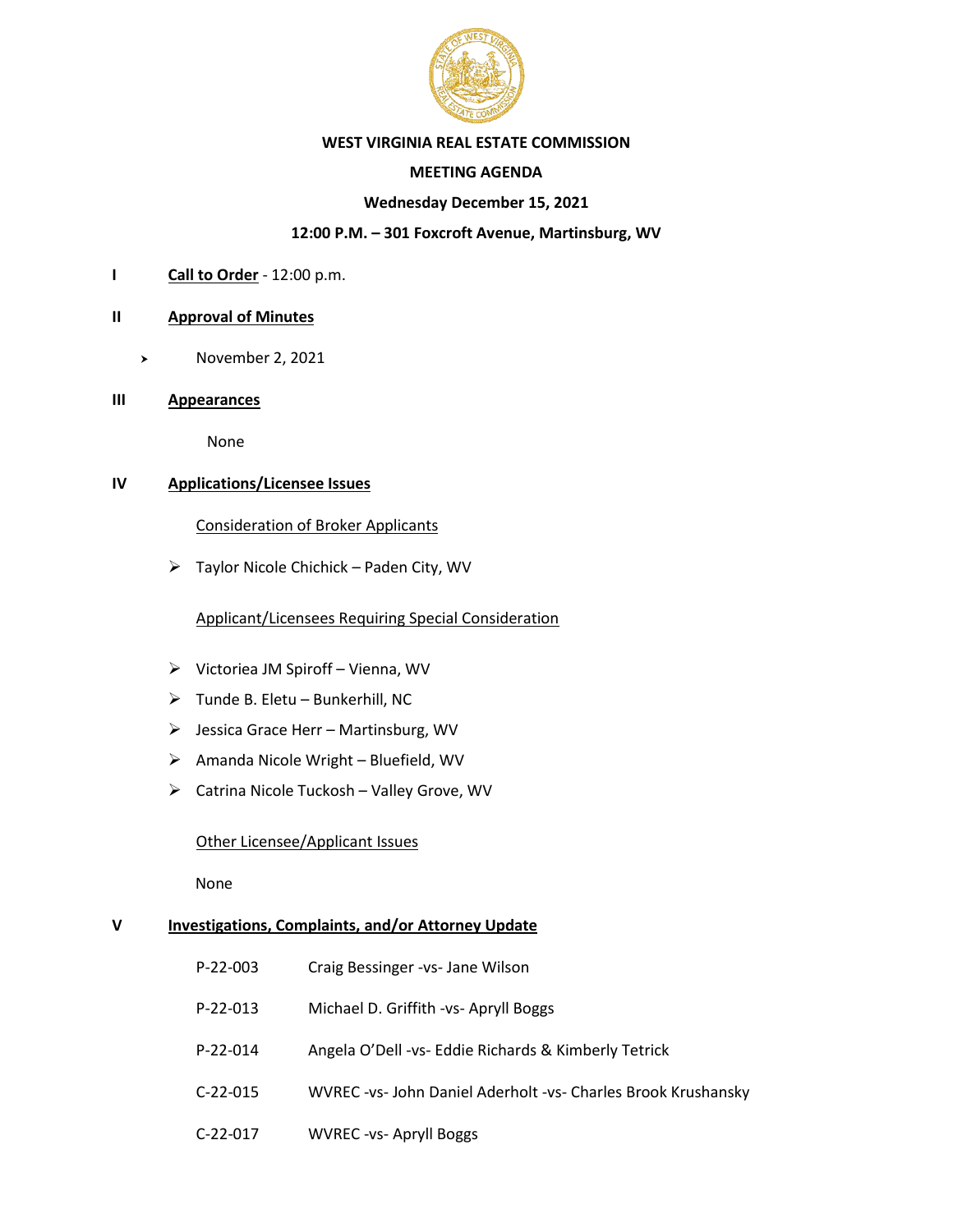# WEST VIRGINIA REAL ESTATE COMMISSION

## MEETING AGENDA

**Wednesday December 15, 2021**

**12:00 P.M. – 301 Foxcroft Avenue, Martinsburg, WV**

**I** **Call to Order** - 12:00 p.m.

**II** **Approval of Minutes**

- November 2, 2021

**III** **Appearances**

None

**IV** **Applications/Licensee Issues**

Consideration of Broker Applicants

- Taylor Nicole Chichick – Paden City, WV

Applicant/Licensees Requiring Special Consideration

- Victoriea JM Spiroff – Vienna, WV
- Tunde B. Eletu – Bunkerhill, NC
- Jessica Grace Herr – Martinsburg, WV
- Amanda Nicole Wright – Bluefield, WV
- Catrina Nicole Tuckosh – Valley Grove, WV

Other Licensee/Applicant Issues

None

**V** **Investigations, Complaints, and/or Attorney Update**

P-22-003 Craig Bessinger -vs- Jane Wilson

P-22-013 Michael D. Griffith -vs- Apryll Boggs

P-22-014 Angela O'Dell -vs- Eddie Richards & Kimberly Tetrick

C-22-015 WVREC -vs- John Daniel Aderholt -vs- Charles Brook Krushansky

C-22-017 WVREC -vs- Apryll Boggs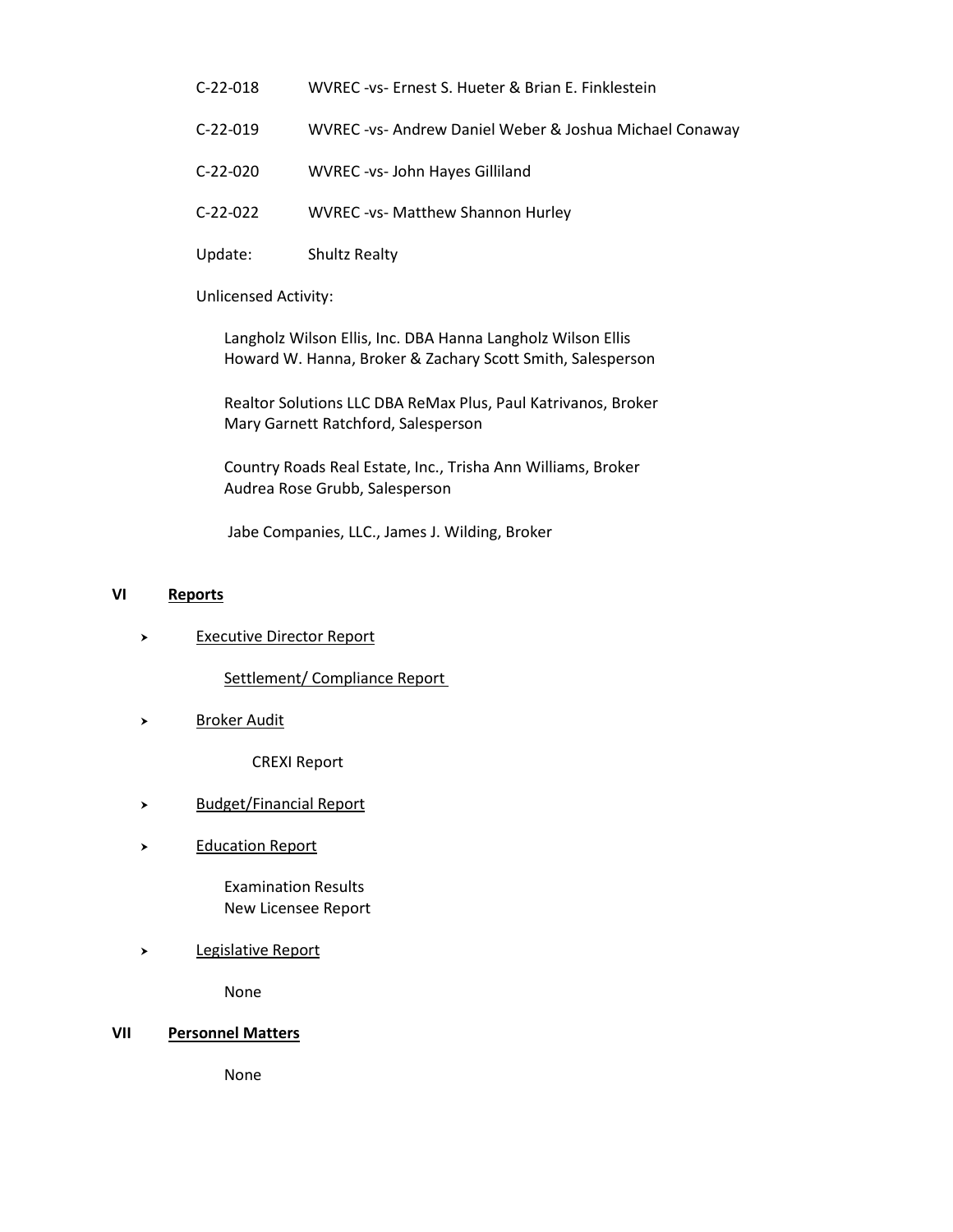C-22-018 WVREC -vs- Ernest S. Hueter & Brian E. Finklestein

C-22-019 WVREC -vs- Andrew Daniel Weber & Joshua Michael Conaway

C-22-020 WVREC -vs- John Hayes Gilliland

C-22-022 WVREC -vs- Matthew Shannon Hurley

Update: Shultz Realty

Unlicensed Activity:

Langholz Wilson Ellis, Inc. DBA Hanna Langholz Wilson Ellis
Howard W. Hanna, Broker & Zachary Scott Smith, Salesperson

Realtor Solutions LLC DBA ReMax Plus, Paul Katrivanos, Broker
Mary Garnett Ratchford, Salesperson

Country Roads Real Estate, Inc., Trisha Ann Williams, Broker
Audrea Rose Grubb, Salesperson

Jabe Companies, LLC., James J. Wilding, Broker

## VI Reports

- Executive Director Report
  - Settlement/ Compliance Report
- Broker Audit
  - CREXI Report
- Budget/Financial Report
- Education Report
  - Examination Results
  - New Licensee Report
- Legislative Report
  - None

## VII Personnel Matters

None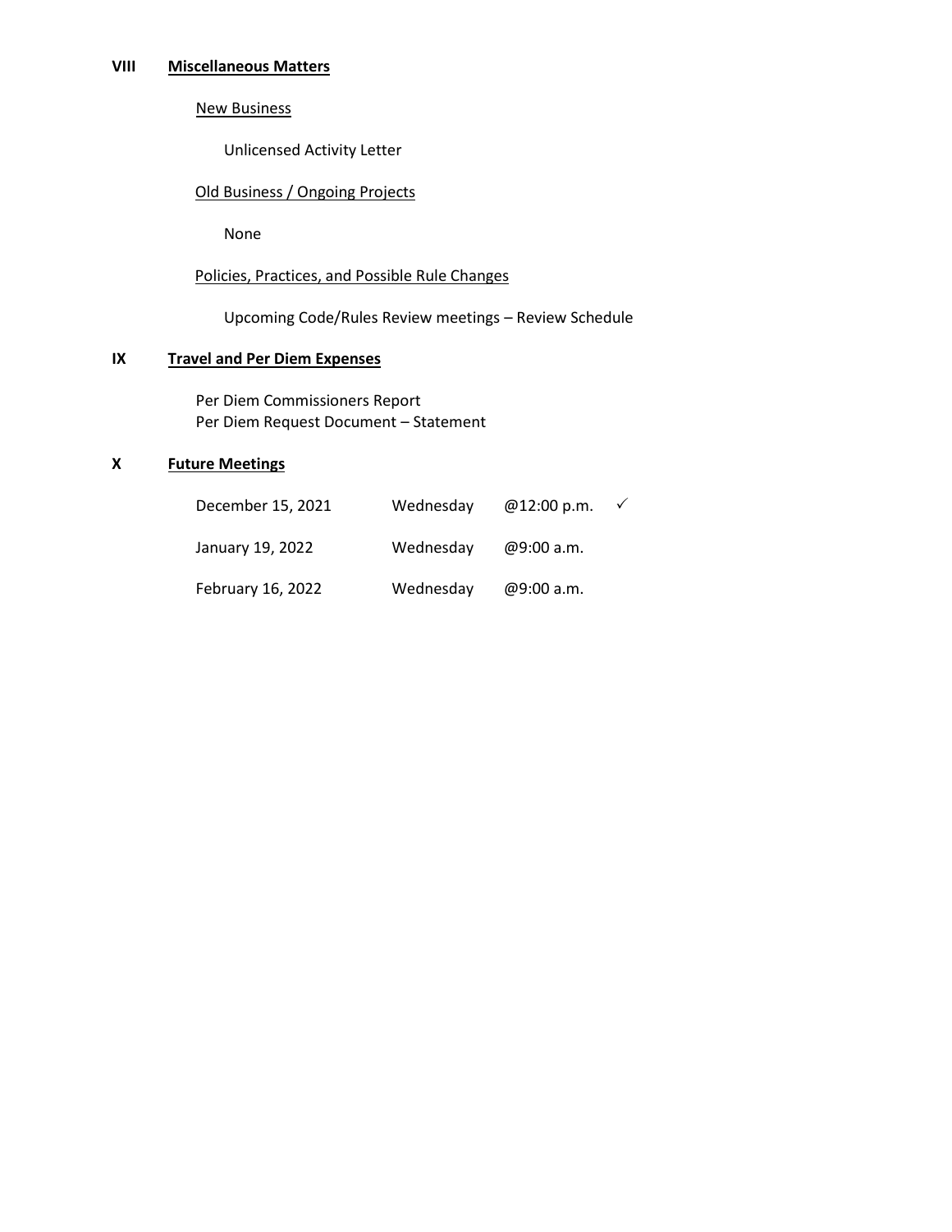## VIII Miscellaneous Matters

New Business

Unlicensed Activity Letter

Old Business / Ongoing Projects

None

Policies, Practices, and Possible Rule Changes

Upcoming Code/Rules Review meetings – Review Schedule

## IX Travel and Per Diem Expenses

Per Diem Commissioners Report
Per Diem Request Document – Statement

## X Future Meetings

| | | | |
|---|---|---|---|
| December 15, 2021 | Wednesday | @12:00 p.m. | ✓ |
| January 19, 2022 | Wednesday | @9:00 a.m. | |
| February 16, 2022 | Wednesday | @9:00 a.m. | |